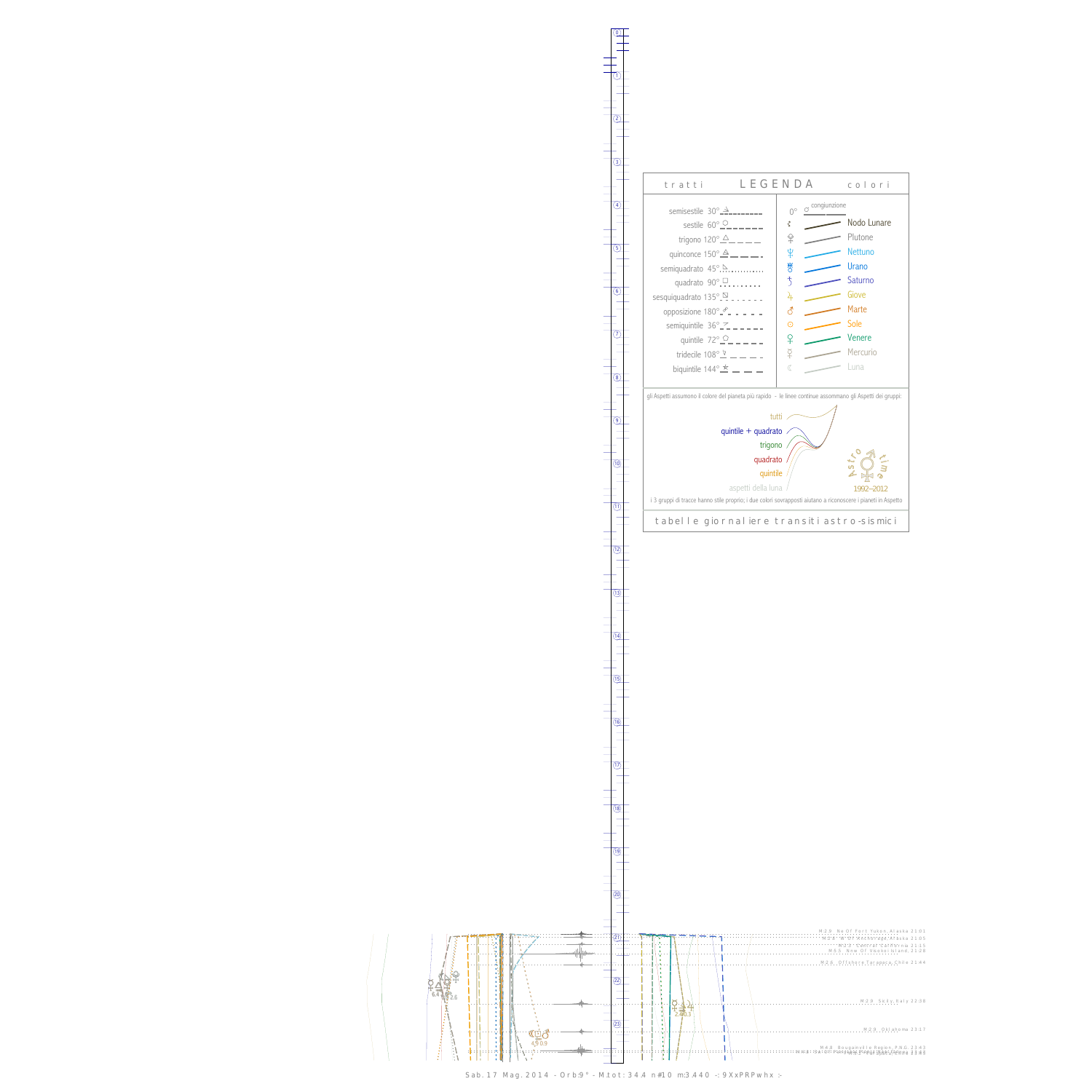# LEGENDA

**tratti**

- semisestile 30°
- sestile 60°
- trigono 120°
- quinconce 150°
- semiquadrato 45°
- quadrato 90°
- sesquiquadrato 135°
- opposizione 180°
- semiquintile 36°
- quintile 72°
- tridecile 108°
- biquintile 144°

**colori**

- 0° congiunzione
- Nodo Lunare
- Plutone
- Nettuno
- Urano
- Saturno
- Giove
- Marte
- Sole
- Venere
- Mercurio
- Luna

gli Aspetti assumono il colore del pianeta più rapido - le linee continue assommano gli Aspetti dei gruppi:

- tutti
- quintile + quadrato
- trigono
- quadrato
- quintile
- aspetti della luna

Astro time 1992–2012

i 3 gruppi di tracce hanno stile proprio; i due colori sovrapposti aiutano a riconoscere i pianeti in Aspetto

tabelle giornaliere transiti astro-sismici

M 2.9 Ne Of Fort Yukon, Alaska 21:01
M 2.8 W Of Anchorage, Alaska 21:05
M 2.2 Central California 21:15
M 5.5 Nw Of Vanuatu Island 21:28
M 2.6 Offshore Tarapaca, Chile 21:44
M 2.9 Sicily, Italy 22:38
M 2.8 Oklahoma 23:17
M 4.8 Bougainville Region, P.N.G. 23:43

Sab. 17 Mag. 2014 - Orb:9° - M.tot: 34.4 n#10 m:3.440 -: 9XxPRPwhx :-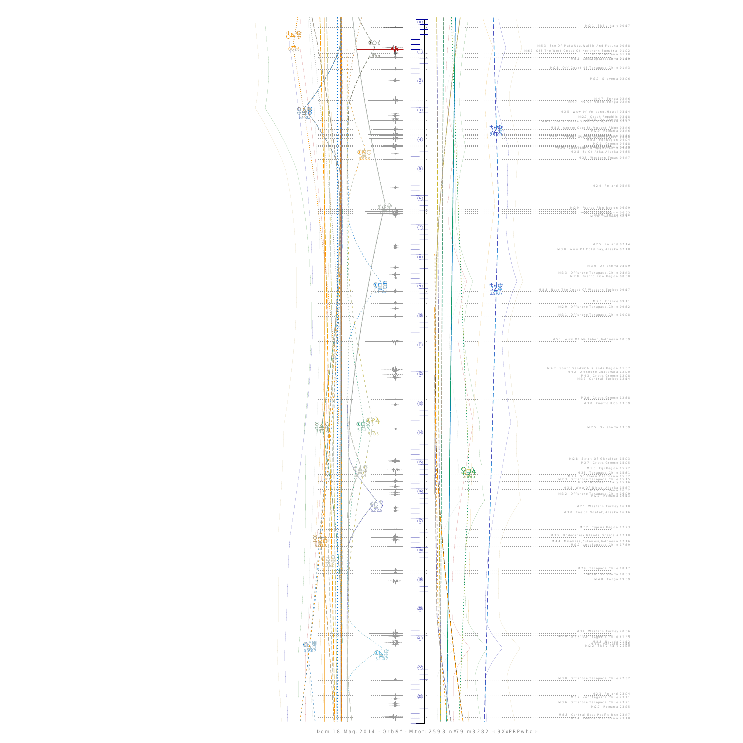M 3.1 Sicily, Italy 00:17

M 5.3 Sse Of Mata-Utu, Wallis And Futuna 00:58

M 6.2 Off The West Coast Of Northern Sumatra 01:02

M 3.1 Albania 01:10

M 3.1 Central Alaska 01:19

M 2.8 Off Coast Of Tarapaca, Chile 01:43

M 2.9 Slovenia 02:06

M 4.7 Tonga 02:46

M 4.7 Nw Of Nuku'alofa, Tonga 02:46

M 2.5 Wsw Of Volcano, Hawaii 03:14

M 3.2 Czech Republic 03:18

M 4.5 Sse Of Little Sitkin Island, Alaska 03:27

M 3.2 Azores-Cape St. Vincent Ridge 03:46

M 2.6 Romania 03:46

M 4.7 Vanuatu Islands 03:58

M 4.6 Fiji Region 04:04

M 3.1 Greece 04:18

M 2.3 Se Of Atka, Alaska 04:35

M 2.3 Western Texas 04:47

M 2.4 Poland 05:45

M 2.9 Puerto Rico Region 06:29

M 3.1 Germany 06:41

M 2.5 Poland 07:44

M 3.0 Wnw Of Cold Bay, Alaska 07:48

M 3.0 Oklahoma 08:29

M 3.3 Offshore Tarapaca, Chile 08:43

M 2.8 Puerto Rico Region 08:50

M 2.8 Near The Coast Of Western Turkey 09:17

M 2.6 France 09:41

M 2.9 Offshore Tarapaca, Chile 09:52

M 3.1 Offshore Tarapaca, Chile 10:08

M 5.1 Wsw Of Meulaboh, Indonesia 10:59

M 4.7 South Sandwich Islands Region 11:57

M 4.2 Offshore Guatemala 12:00

M 3.3 Crete, Greece 12:08

M 3.2 Central Turkey 12:14

M 2.0 Crete, Greece 12:58

M 3.0 Puerto Rico 13:09

M 2.5 Oklahoma 13:59

M 2.8 Strait Of Gibraltar 15:03

M 2.1 Crete, Greece 15:05

M 5.0 Fiji Region 15:22

M 3.3 Tarapaca, Chile 15:31

M 2.4 Southern California 15:32

M 3.3 Offshore Tarapaca, Chile 15:45

M 2.2 Northern Italy 15:46

M 3.1 Slovenia 16:02

M 2.5 Western Turkey 16:40

M 3.3 Ene Of Nikolski, Alaska 16:46

M 2.2 Cyprus Region 17:23

M 3.3 Dodecanese Islands, Greece 17:40

M 4.4 Minahasa, Sulawesi, Indonesia 17:46

M 2.2 Antofagasta, Chile 17:59

M 2.9 Tarapaca, Chile 18:47

M 3.0 Oklahoma 18:53

M 4.8 Tonga 19:09

M 3.8 Western Turkey 20:56

M 2.1 Nevada 21:12

M 2.3 Sicily, Italy 21:20

M 3.0 Offshore Tarapaca, Chile 22:32

M 2.3 Poland 23:04

M 3.2 Antofagasta, Chile 23:11

M 3.6 Offshore Tarapaca, Chile 23:21

M 2.7 Romania 23:25

M 5.3 Central East Pacific Rise 23:47

M 2.4 Central California 23:48

Dom.18 Mag.2014 - Orb:9° - Mtot: 259.3 n#79 m:3.282 -: 9XxPRPwhx :-